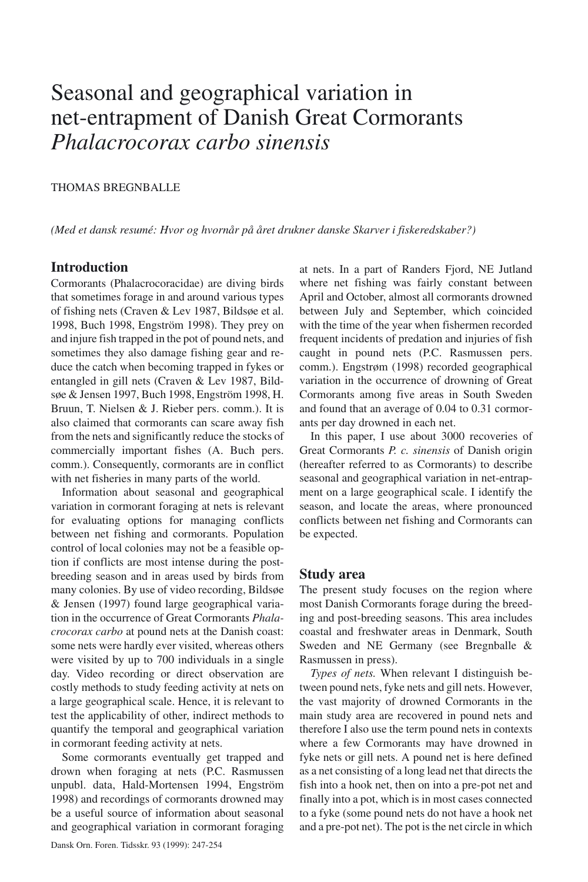# Seasonal and geographical variation in net-entrapment of Danish Great Cormorants *Phalacrocorax carbo sinensis*

THOMAS BREGNBALLE

*(Med et dansk resumé: Hvor og hvornår på året drukner danske Skarver i fiskeredskaber?)*

## Introduction

Cormorants (Phalacrocoracidae) are diving birds that sometimes forage in and around various types of fishing nets (Craven & Lev 1987, Bildsøe et al. 1998, Buch 1998, Engström 1998). They prey on and injure fish trapped in the pot of pound nets, and sometimes they also damage fishing gear and reduce the catch when becoming trapped in fykes or entangled in gill nets (Craven & Lev 1987, Bildsøe & Jensen 1997, Buch 1998, Engström 1998, H. Bruun, T. Nielsen & J. Rieber pers. comm.). It is also claimed that cormorants can scare away fish from the nets and significantly reduce the stocks of commercially important fishes (A. Buch pers. comm.). Consequently, cormorants are in conflict with net fisheries in many parts of the world.

Information about seasonal and geographical variation in cormorant foraging at nets is relevant for evaluating options for managing conflicts between net fishing and cormorants. Population control of local colonies may not be a feasible option if conflicts are most intense during the post-breeding season and in areas used by birds from many colonies. By use of video recording, Bildsøe & Jensen (1997) found large geographical variation in the occurrence of Great Cormorants *Phalacrocorax carbo* at pound nets at the Danish coast: some nets were hardly ever visited, whereas others were visited by up to 700 individuals in a single day. Video recording or direct observation are costly methods to study feeding activity at nets on a large geographical scale. Hence, it is relevant to test the applicability of other, indirect methods to quantify the temporal and geographical variation in cormorant feeding activity at nets.

Some cormorants eventually get trapped and drown when foraging at nets (P.C. Rasmussen unpubl. data, Hald-Mortensen 1994, Engström 1998) and recordings of cormorants drowned may be a useful source of information about seasonal and geographical variation in cormorant foraging at nets. In a part of Randers Fjord, NE Jutland where net fishing was fairly constant between April and October, almost all cormorants drowned between July and September, which coincided with the time of the year when fishermen recorded frequent incidents of predation and injuries of fish caught in pound nets (P.C. Rasmussen pers. comm.). Engstrøm (1998) recorded geographical variation in the occurrence of drowning of Great Cormorants among five areas in South Sweden and found that an average of 0.04 to 0.31 cormorants per day drowned in each net.

In this paper, I use about 3000 recoveries of Great Cormorants *P. c. sinensis* of Danish origin (hereafter referred to as Cormorants) to describe seasonal and geographical variation in net-entrapment on a large geographical scale. I identify the season, and locate the areas, where pronounced conflicts between net fishing and Cormorants can be expected.

## Study area

The present study focuses on the region where most Danish Cormorants forage during the breeding and post-breeding seasons. This area includes coastal and freshwater areas in Denmark, South Sweden and NE Germany (see Bregnballe & Rasmussen in press).

*Types of nets.* When relevant I distinguish between pound nets, fyke nets and gill nets. However, the vast majority of drowned Cormorants in the main study area are recovered in pound nets and therefore I also use the term pound nets in contexts where a few Cormorants may have drowned in fyke nets or gill nets. A pound net is here defined as a net consisting of a long lead net that directs the fish into a hook net, then on into a pre-pot net and finally into a pot, which is in most cases connected to a fyke (some pound nets do not have a hook net and a pre-pot net). The pot is the net circle in which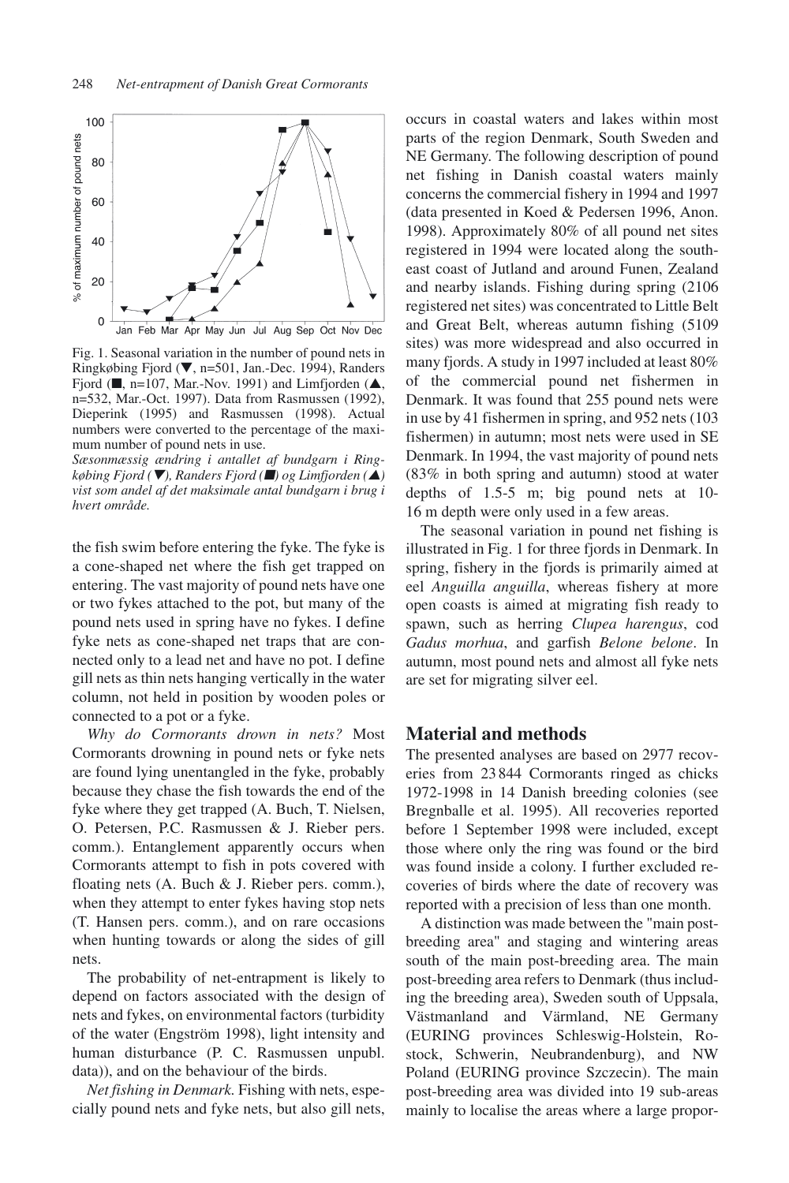Fig. 1. Seasonal variation in the number of pound nets in Ringkøbing Fjord (▼, n=501, Jan.-Dec. 1994), Randers Fjord (■, n=107, Mar.-Nov. 1991) and Limfjorden (▲, n=532, Mar.-Oct. 1997). Data from Rasmussen (1992), Dieperink (1995) and Rasmussen (1998). Actual numbers were converted to the percentage of the maximum number of pound nets in use.

*Sæsonmæssig ændring i antallet af bundgarn i Ringkøbing Fjord (▼), Randers Fjord (■) og Limfjorden (▲) vist som andel af det maksimale antal bundgarn i brug i hvert område.*

the fish swim before entering the fyke. The fyke is a cone-shaped net where the fish get trapped on entering. The vast majority of pound nets have one or two fykes attached to the pot, but many of the pound nets used in spring have no fykes. I define fyke nets as cone-shaped net traps that are connected only to a lead net and have no pot. I define gill nets as thin nets hanging vertically in the water column, not held in position by wooden poles or connected to a pot or a fyke.

*Why do Cormorants drown in nets?* Most Cormorants drowning in pound nets or fyke nets are found lying unentangled in the fyke, probably because they chase the fish towards the end of the fyke where they get trapped (A. Buch, T. Nielsen, O. Petersen, P.C. Rasmussen & J. Rieber pers. comm.). Entanglement apparently occurs when Cormorants attempt to fish in pots covered with floating nets (A. Buch & J. Rieber pers. comm.), when they attempt to enter fykes having stop nets (T. Hansen pers. comm.), and on rare occasions when hunting towards or along the sides of gill nets.

The probability of net-entrapment is likely to depend on factors associated with the design of nets and fykes, on environmental factors (turbidity of the water (Engström 1998), light intensity and human disturbance (P. C. Rasmussen unpubl. data)), and on the behaviour of the birds.

*Net fishing in Denmark.* Fishing with nets, especially pound nets and fyke nets, but also gill nets, occurs in coastal waters and lakes within most parts of the region Denmark, South Sweden and NE Germany. The following description of pound net fishing in Danish coastal waters mainly concerns the commercial fishery in 1994 and 1997 (data presented in Koed & Pedersen 1996, Anon. 1998). Approximately 80% of all pound net sites registered in 1994 were located along the southeast coast of Jutland and around Funen, Zealand and nearby islands. Fishing during spring (2106 registered net sites) was concentrated to Little Belt and Great Belt, whereas autumn fishing (5109 sites) was more widespread and also occurred in many fjords. A study in 1997 included at least 80% of the commercial pound net fishermen in Denmark. It was found that 255 pound nets were in use by 41 fishermen in spring, and 952 nets (103 fishermen) in autumn; most nets were used in SE Denmark. In 1994, the vast majority of pound nets (83% in both spring and autumn) stood at water depths of 1.5-5 m; big pound nets at 10-16 m depth were only used in a few areas.

The seasonal variation in pound net fishing is illustrated in Fig. 1 for three fjords in Denmark. In spring, fishery in the fjords is primarily aimed at eel *Anguilla anguilla*, whereas fishery at more open coasts is aimed at migrating fish ready to spawn, such as herring *Clupea harengus*, cod *Gadus morhua*, and garfish *Belone belone*. In autumn, most pound nets and almost all fyke nets are set for migrating silver eel.

## Material and methods

The presented analyses are based on 2977 recoveries from 23 844 Cormorants ringed as chicks 1972-1998 in 14 Danish breeding colonies (see Bregnballe et al. 1995). All recoveries reported before 1 September 1998 were included, except those where only the ring was found or the bird was found inside a colony. I further excluded recoveries of birds where the date of recovery was reported with a precision of less than one month.

A distinction was made between the "main post-breeding area" and staging and wintering areas south of the main post-breeding area. The main post-breeding area refers to Denmark (thus including the breeding area), Sweden south of Uppsala, Västmanland and Värmland, NE Germany (EURING provinces Schleswig-Holstein, Rostock, Schwerin, Neubrandenburg), and NW Poland (EURING province Szczecin). The main post-breeding area was divided into 19 sub-areas mainly to localise the areas where a large propor-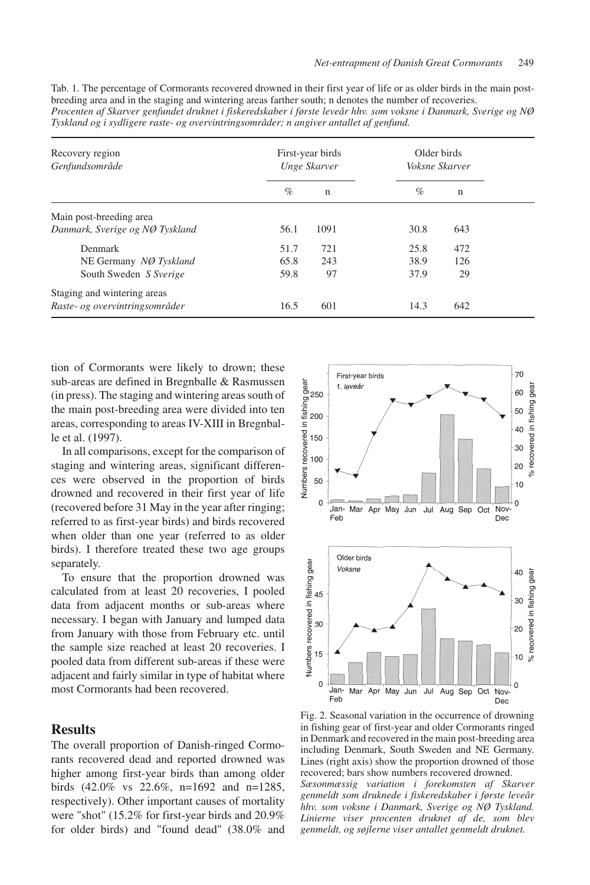Tab. 1. The percentage of Cormorants recovered drowned in their first year of life or as older birds in the main post-breeding area and in the staging and wintering areas farther south; n denotes the number of recoveries.
*Procenten af Skarver genfundet druknet i fiskeredskaber i første leveår hhv. som voksne i Danmark, Sverige og NØ Tyskland og i sydligere raste- og overvintringsområder; n angiver antallet af genfund.*

| Recovery region *Genfundsområde* | First-year birds *Unge Skarver* | | Older birds *Voksne Skarver* | |
|---|---|---|---|---|
| | % | n | % | n |
| Main post-breeding area *Danmark, Sverige og NØ Tyskland* | 56.1 | 1091 | 30.8 | 643 |
| Denmark | 51.7 | 721 | 25.8 | 472 |
| NE Germany *NØ Tyskland* | 65.8 | 243 | 38.9 | 126 |
| South Sweden *S Sverige* | 59.8 | 97 | 37.9 | 29 |
| Staging and wintering areas *Raste- og overvintringsområder* | 16.5 | 601 | 14.3 | 642 |

tion of Cormorants were likely to drown; these sub-areas are defined in Bregnballe & Rasmussen (in press). The staging and wintering areas south of the main post-breeding area were divided into ten areas, corresponding to areas IV-XIII in Bregnballe et al. (1997).

In all comparisons, except for the comparison of staging and wintering areas, significant differences were observed in the proportion of birds drowned and recovered in their first year of life (recovered before 31 May in the year after ringing; referred to as first-year birds) and birds recovered when older than one year (referred to as older birds). I therefore treated these two age groups separately.

To ensure that the proportion drowned was calculated from at least 20 recoveries, I pooled data from adjacent months or sub-areas where necessary. I began with January and lumped data from January with those from February etc. until the sample size reached at least 20 recoveries. I pooled data from different sub-areas if these were adjacent and fairly similar in type of habitat where most Cormorants had been recovered.

## Results

The overall proportion of Danish-ringed Cormorants recovered dead and reported drowned was higher among first-year birds than among older birds (42.0% vs 22.6%, n=1692 and n=1285, respectively). Other important causes of mortality were "shot" (15.2% for first-year birds and 20.9% for older birds) and "found dead" (38.0% and

Fig. 2. Seasonal variation in the occurrence of drowning in fishing gear of first-year and older Cormorants ringed in Denmark and recovered in the main post-breeding area including Denmark, South Sweden and NE Germany. Lines (right axis) show the proportion drowned of those recovered; bars show numbers recovered drowned.
*Sæsonmæssig variation i forekomsten af Skarver genmeldt som druknede i fiskeredskaber i første leveår hhv. som voksne i Danmark, Sverige og NØ Tyskland. Linierne viser procenten druknet af de, som blev genmeldt, og søjlerne viser antallet genmeldt druknet.*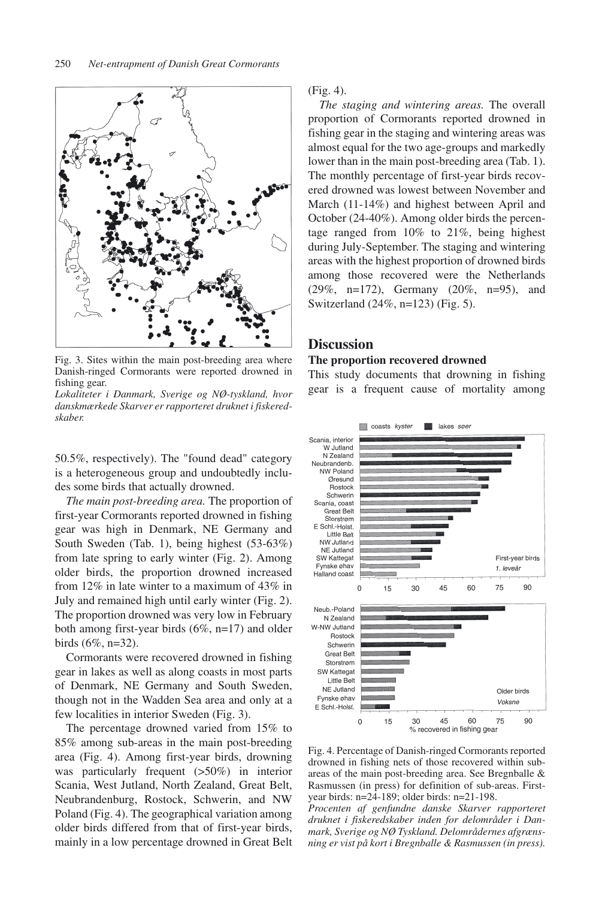Fig. 3. Sites within the main post-breeding area where Danish-ringed Cormorants were reported drowned in fishing gear.

*Lokaliteter i Danmark, Sverige og NØ-tyskland, hvor danskmærkede Skarver er rapporteret druknet i fiskeredskaber.*

50.5%, respectively). The "found dead" category is a heterogeneous group and undoubtedly includes some birds that actually drowned.

*The main post-breeding area.* The proportion of first-year Cormorants reported drowned in fishing gear was high in Denmark, NE Germany and South Sweden (Tab. 1), being highest (53-63%) from late spring to early winter (Fig. 2). Among older birds, the proportion drowned increased from 12% in late winter to a maximum of 43% in July and remained high until early winter (Fig. 2). The proportion drowned was very low in February both among first-year birds (6%, n=17) and older birds (6%, n=32).

Cormorants were recovered drowned in fishing gear in lakes as well as along coasts in most parts of Denmark, NE Germany and South Sweden, though not in the Wadden Sea area and only at a few localities in interior Sweden (Fig. 3).

The percentage drowned varied from 15% to 85% among sub-areas in the main post-breeding area (Fig. 4). Among first-year birds, drowning was particularly frequent (>50%) in interior Scania, West Jutland, North Zealand, Great Belt, Neubrandenburg, Rostock, Schwerin, and NW Poland (Fig. 4). The geographical variation among older birds differed from that of first-year birds, mainly in a low percentage drowned in Great Belt (Fig. 4).

*The staging and wintering areas.* The overall proportion of Cormorants reported drowned in fishing gear in the staging and wintering areas was almost equal for the two age-groups and markedly lower than in the main post-breeding area (Tab. 1). The monthly percentage of first-year birds recovered drowned was lowest between November and March (11-14%) and highest between April and October (24-40%). Among older birds the percentage ranged from 10% to 21%, being highest during July-September. The staging and wintering areas with the highest proportion of drowned birds among those recovered were the Netherlands (29%, n=172), Germany (20%, n=95), and Switzerland (24%, n=123) (Fig. 5).

## Discussion

### The proportion recovered drowned

This study documents that drowning in fishing gear is a frequent cause of mortality among

Fig. 4. Percentage of Danish-ringed Cormorants reported drowned in fishing nets of those recovered within sub-areas of the main post-breeding area. See Bregnballe & Rasmussen (in press) for definition of sub-areas. First-year birds: n=24-189; older birds: n=21-198.

*Procenten af genfundne danske Skarver rapporteret druknet i fiskeredskaber inden for delområder i Danmark, Sverige og NØ Tyskland. Delområdernes afgrænsning er vist på kort i Bregnballe & Rasmussen (in press).*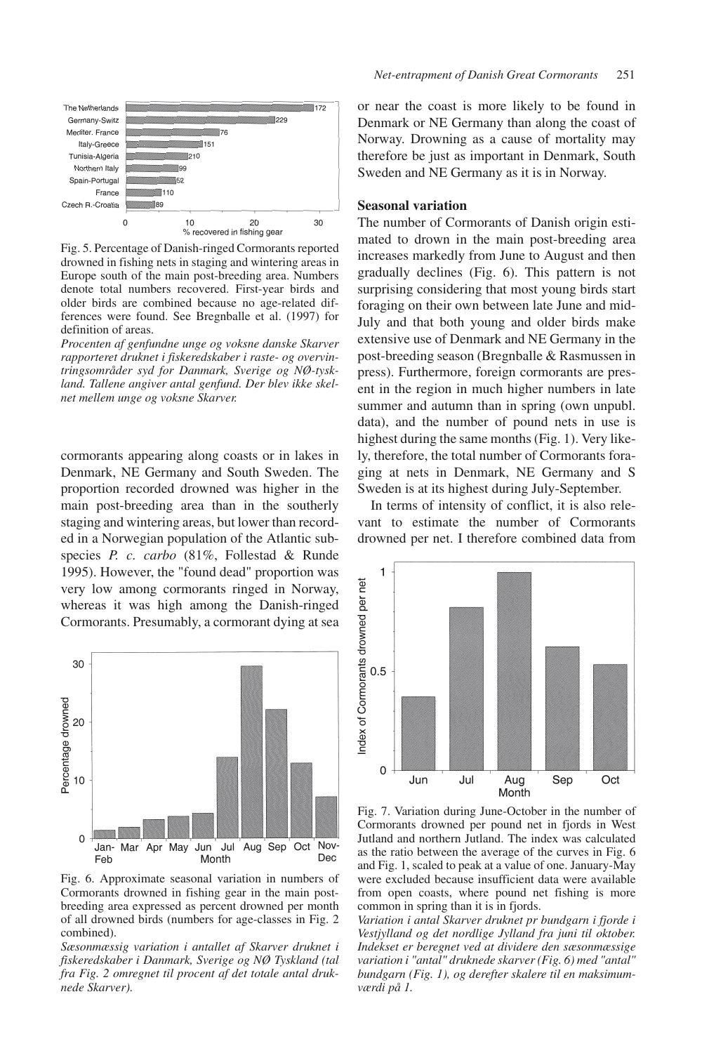Fig. 5. Percentage of Danish-ringed Cormorants reported drowned in fishing nets in staging and wintering areas in Europe south of the main post-breeding area. Numbers denote total numbers recovered. First-year birds and older birds are combined because no age-related differences were found. See Bregnballe et al. (1997) for definition of areas.

*Procenten af genfundne unge og voksne danske Skarver rapporteret druknet i fiskeredskaber i raste- og overvintringsområder syd for Danmark, Sverige og NØ-tyskland. Tallene angiver antal genfund. Der blev ikke skelnet mellem unge og voksne Skarver.*

cormorants appearing along coasts or in lakes in Denmark, NE Germany and South Sweden. The proportion recorded drowned was higher in the main post-breeding area than in the southerly staging and wintering areas, but lower than recorded in a Norwegian population of the Atlantic subspecies *P. c. carbo* (81%, Follestad & Runde 1995). However, the "found dead" proportion was very low among cormorants ringed in Norway, whereas it was high among the Danish-ringed Cormorants. Presumably, a cormorant dying at sea or near the coast is more likely to be found in Denmark or NE Germany than along the coast of Norway. Drowning as a cause of mortality may therefore be just as important in Denmark, South Sweden and NE Germany as it is in Norway.

Fig. 6. Approximate seasonal variation in numbers of Cormorants drowned in fishing gear in the main post-breeding area expressed as percent drowned per month of all drowned birds (numbers for age-classes in Fig. 2 combined).

*Sæsonmæssig variation i antallet af Skarver druknet i fiskeredskaber i Danmark, Sverige og NØ Tyskland (tal fra Fig. 2 omregnet til procent af det totale antal druknede Skarver).*

### Seasonal variation

The number of Cormorants of Danish origin estimated to drown in the main post-breeding area increases markedly from June to August and then gradually declines (Fig. 6). This pattern is not surprising considering that most young birds start foraging on their own between late June and mid-July and that both young and older birds make extensive use of Denmark and NE Germany in the post-breeding season (Bregnballe & Rasmussen in press). Furthermore, foreign cormorants are present in the region in much higher numbers in late summer and autumn than in spring (own unpubl. data), and the number of pound nets in use is highest during the same months (Fig. 1). Very likely, therefore, the total number of Cormorants foraging at nets in Denmark, NE Germany and S Sweden is at its highest during July-September.

In terms of intensity of conflict, it is also relevant to estimate the number of Cormorants drowned per net. I therefore combined data from

Fig. 7. Variation during June-October in the number of Cormorants drowned per pound net in fjords in West Jutland and northern Jutland. The index was calculated as the ratio between the average of the curves in Fig. 6 and Fig. 1, scaled to peak at a value of one. January-May were excluded because insufficient data were available from open coasts, where pound net fishing is more common in spring than it is in fjords.

*Variation i antal Skarver druknet pr bundgarn i fjorde i Vestjylland og det nordlige Jylland fra juni til oktober. Indekset er beregnet ved at dividere den sæsonmæssige variation i "antal" druknede skarver (Fig. 6) med "antal" bundgarn (Fig. 1), og derefter skalere til en maksimumværdi på 1.*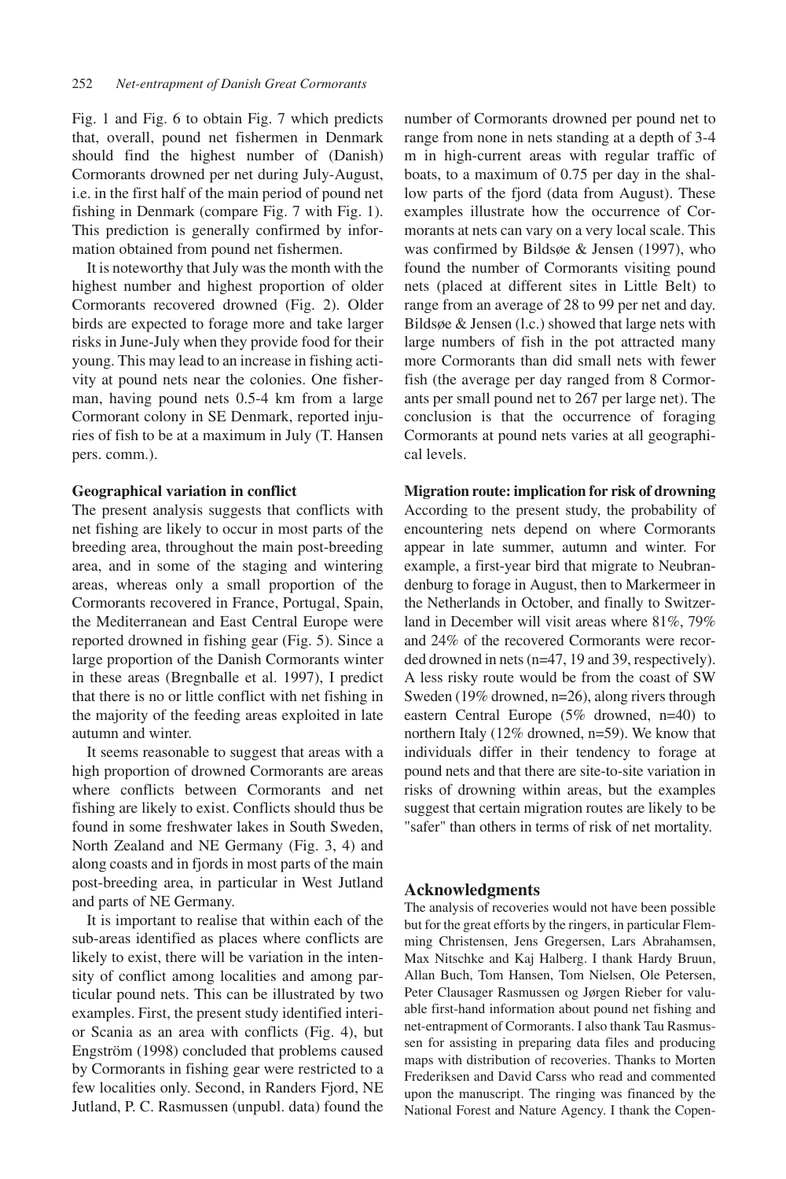Fig. 1 and Fig. 6 to obtain Fig. 7 which predicts that, overall, pound net fishermen in Denmark should find the highest number of (Danish) Cormorants drowned per net during July-August, i.e. in the first half of the main period of pound net fishing in Denmark (compare Fig. 7 with Fig. 1). This prediction is generally confirmed by information obtained from pound net fishermen.

It is noteworthy that July was the month with the highest number and highest proportion of older Cormorants recovered drowned (Fig. 2). Older birds are expected to forage more and take larger risks in June-July when they provide food for their young. This may lead to an increase in fishing activity at pound nets near the colonies. One fisherman, having pound nets 0.5-4 km from a large Cormorant colony in SE Denmark, reported injuries of fish to be at a maximum in July (T. Hansen pers. comm.).

### Geographical variation in conflict

The present analysis suggests that conflicts with net fishing are likely to occur in most parts of the breeding area, throughout the main post-breeding area, and in some of the staging and wintering areas, whereas only a small proportion of the Cormorants recovered in France, Portugal, Spain, the Mediterranean and East Central Europe were reported drowned in fishing gear (Fig. 5). Since a large proportion of the Danish Cormorants winter in these areas (Bregnballe et al. 1997), I predict that there is no or little conflict with net fishing in the majority of the feeding areas exploited in late autumn and winter.

It seems reasonable to suggest that areas with a high proportion of drowned Cormorants are areas where conflicts between Cormorants and net fishing are likely to exist. Conflicts should thus be found in some freshwater lakes in South Sweden, North Zealand and NE Germany (Fig. 3, 4) and along coasts and in fjords in most parts of the main post-breeding area, in particular in West Jutland and parts of NE Germany.

It is important to realise that within each of the sub-areas identified as places where conflicts are likely to exist, there will be variation in the intensity of conflict among localities and among particular pound nets. This can be illustrated by two examples. First, the present study identified interior Scania as an area with conflicts (Fig. 4), but Engström (1998) concluded that problems caused by Cormorants in fishing gear were restricted to a few localities only. Second, in Randers Fjord, NE Jutland, P. C. Rasmussen (unpubl. data) found the number of Cormorants drowned per pound net to range from none in nets standing at a depth of 3-4 m in high-current areas with regular traffic of boats, to a maximum of 0.75 per day in the shallow parts of the fjord (data from August). These examples illustrate how the occurrence of Cormorants at nets can vary on a very local scale. This was confirmed by Bildsøe & Jensen (1997), who found the number of Cormorants visiting pound nets (placed at different sites in Little Belt) to range from an average of 28 to 99 per net and day. Bildsøe & Jensen (l.c.) showed that large nets with large numbers of fish in the pot attracted many more Cormorants than did small nets with fewer fish (the average per day ranged from 8 Cormorants per small pound net to 267 per large net). The conclusion is that the occurrence of foraging Cormorants at pound nets varies at all geographical levels.

### Migration route: implication for risk of drowning

According to the present study, the probability of encountering nets depend on where Cormorants appear in late summer, autumn and winter. For example, a first-year bird that migrate to Neubrandenburg to forage in August, then to Markermeer in the Netherlands in October, and finally to Switzerland in December will visit areas where 81%, 79% and 24% of the recovered Cormorants were recorded drowned in nets (n=47, 19 and 39, respectively). A less risky route would be from the coast of SW Sweden (19% drowned, n=26), along rivers through eastern Central Europe (5% drowned, n=40) to northern Italy (12% drowned, n=59). We know that individuals differ in their tendency to forage at pound nets and that there are site-to-site variation in risks of drowning within areas, but the examples suggest that certain migration routes are likely to be "safer" than others in terms of risk of net mortality.

## Acknowledgments

The analysis of recoveries would not have been possible but for the great efforts by the ringers, in particular Flemming Christensen, Jens Gregersen, Lars Abrahamsen, Max Nitschke and Kaj Halberg. I thank Hardy Bruun, Allan Buch, Tom Hansen, Tom Nielsen, Ole Petersen, Peter Clausager Rasmussen og Jørgen Rieber for valuable first-hand information about pound net fishing and net-entrapment of Cormorants. I also thank Tau Rasmussen for assisting in preparing data files and producing maps with distribution of recoveries. Thanks to Morten Frederiksen and David Carss who read and commented upon the manuscript. The ringing was financed by the National Forest and Nature Agency. I thank the Copen-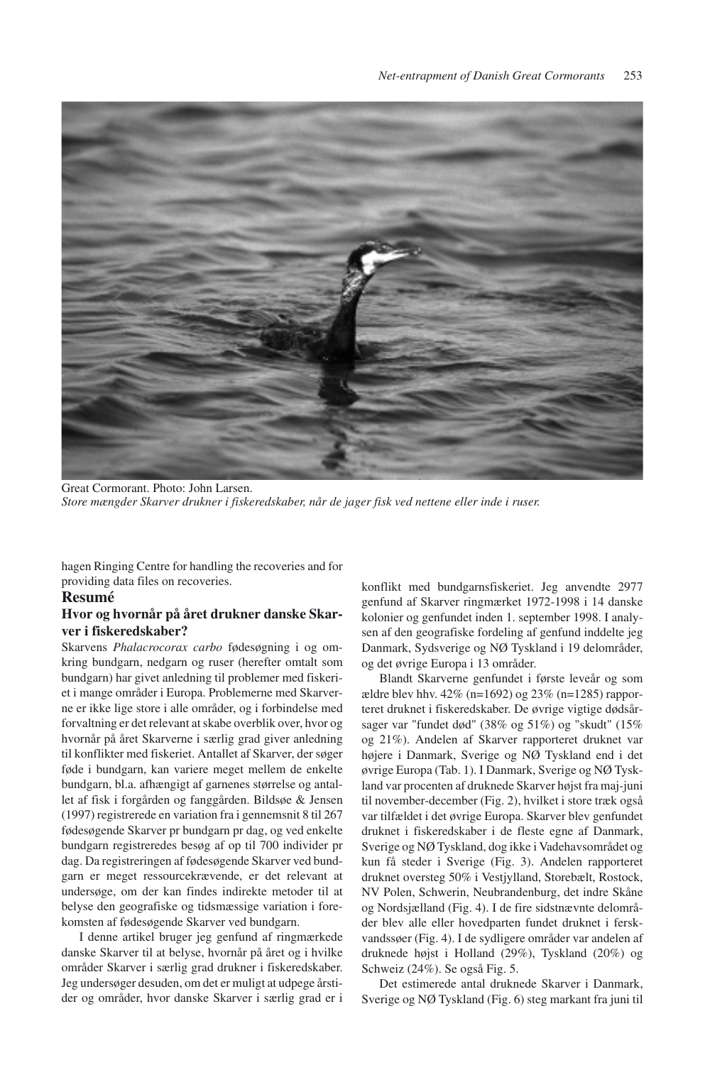Great Cormorant. Photo: John Larsen.
*Store mængder Skarver drukner i fiskeredskaber, når de jager fisk ved nettene eller inde i ruser.*

hagen Ringing Centre for handling the recoveries and for providing data files on recoveries.

## Resumé

### Hvor og hvornår på året drukner danske Skarver i fiskeredskaber?

Skarvens *Phalacrocorax carbo* fødesøgning i og omkring bundgarn, nedgarn og ruser (herefter omtalt som bundgarn) har givet anledning til problemer med fiskeriet i mange områder i Europa. Problemerne med Skarverne er ikke lige store i alle områder, og i forbindelse med forvaltning er det relevant at skabe overblik over, hvor og hvornår på året Skarverne i særlig grad giver anledning til konflikter med fiskeriet. Antallet af Skarver, der søger føde i bundgarn, kan variere meget mellem de enkelte bundgarn, bl.a. afhængigt af garnenes størrelse og antallet af fisk i forgården og fanggården. Bildsøe & Jensen (1997) registrerede en variation fra i gennemsnit 8 til 267 fødesøgende Skarver pr bundgarn pr dag, og ved enkelte bundgarn registreredes besøg af op til 700 individer pr dag. Da registreringen af fødesøgende Skarver ved bundgarn er meget ressourcekrævende, er det relevant at undersøge, om der kan findes indirekte metoder til at belyse den geografiske og tidsmæssige variation i forekomsten af fødesøgende Skarver ved bundgarn.

I denne artikel bruger jeg genfund af ringmærkede danske Skarver til at belyse, hvornår på året og i hvilke områder Skarver i særlig grad drukner i fiskeredskaber. Jeg undersøger desuden, om det er muligt at udpege årstider og områder, hvor danske Skarver i særlig grad er i konflikt med bundgarnsfiskeriet. Jeg anvendte 2977 genfund af Skarver ringmærket 1972-1998 i 14 danske kolonier og genfundet inden 1. september 1998. I analysen af den geografiske fordeling af genfund inddelte jeg Danmark, Sydsverige og NØ Tyskland i 19 delområder, og det øvrige Europa i 13 områder.

Blandt Skarverne genfundet i første leveår og som ældre blev hhv. 42% (n=1692) og 23% (n=1285) rapporteret druknet i fiskeredskaber. De øvrige vigtige dødsårsager var "fundet død" (38% og 51%) og "skudt" (15% og 21%). Andelen af Skarver rapporteret druknet var højere i Danmark, Sverige og NØ Tyskland end i det øvrige Europa (Tab. 1). I Danmark, Sverige og NØ Tyskland var procenten af druknede Skarver højst fra maj-juni til november-december (Fig. 2), hvilket i store træk også var tilfældet i det øvrige Europa. Skarver blev genfundet druknet i fiskeredskaber i de fleste egne af Danmark, Sverige og NØ Tyskland, dog ikke i Vadehavsområdet og kun få steder i Sverige (Fig. 3). Andelen rapporteret druknet oversteg 50% i Vestjylland, Storebælt, Rostock, NV Polen, Schwerin, Neubrandenburg, det indre Skåne og Nordsjælland (Fig. 4). I de fire sidstnævnte delområder blev alle eller hovedparten fundet druknet i ferskvandssøer (Fig. 4). I de sydligere områder var andelen af druknede højst i Holland (29%), Tyskland (20%) og Schweiz (24%). Se også Fig. 5.

Det estimerede antal druknede Skarver i Danmark, Sverige og NØ Tyskland (Fig. 6) steg markant fra juni til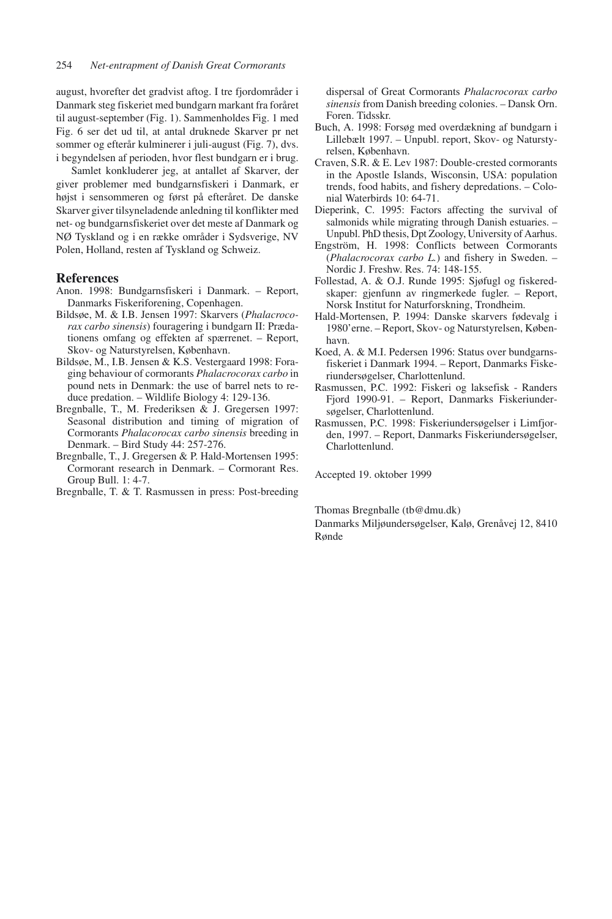august, hvorefter det gradvist aftog. I tre fjordområder i Danmark steg fiskeriet med bundgarn markant fra foråret til august-september (Fig. 1). Sammenholdes Fig. 1 med Fig. 6 ser det ud til, at antal druknede Skarver pr net sommer og efterår kulminerer i juli-august (Fig. 7), dvs. i begyndelsen af perioden, hvor flest bundgarn er i brug.

Samlet konkluderer jeg, at antallet af Skarver, der giver problemer med bundgarnsfiskeri i Danmark, er højst i sensommeren og først på efteråret. De danske Skarver giver tilsyneladende anledning til konflikter med net- og bundgarnsfiskeriet over det meste af Danmark og NØ Tyskland og i en række områder i Sydsverige, NV Polen, Holland, resten af Tyskland og Schweiz.

## References

Anon. 1998: Bundgarnsfiskeri i Danmark. – Report, Danmarks Fiskeriforening, Copenhagen.

Bildsøe, M. & I.B. Jensen 1997: Skarvers (*Phalacrocorax carbo sinensis*) fouragering i bundgarn II: Prædationens omfang og effekten af spærrenet. – Report, Skov- og Naturstyrelsen, København.

Bildsøe, M., I.B. Jensen & K.S. Vestergaard 1998: Foraging behaviour of cormorants *Phalacrocorax carbo* in pound nets in Denmark: the use of barrel nets to reduce predation. – Wildlife Biology 4: 129-136.

Bregnballe, T., M. Frederiksen & J. Gregersen 1997: Seasonal distribution and timing of migration of Cormorants *Phalacorocax carbo sinensis* breeding in Denmark. – Bird Study 44: 257-276.

Bregnballe, T., J. Gregersen & P. Hald-Mortensen 1995: Cormorant research in Denmark. – Cormorant Res. Group Bull. 1: 4-7.

Bregnballe, T. & T. Rasmussen in press: Post-breeding dispersal of Great Cormorants *Phalacrocorax carbo sinensis* from Danish breeding colonies. – Dansk Orn. Foren. Tidsskr.

Buch, A. 1998: Forsøg med overdækning af bundgarn i Lillebælt 1997. – Unpubl. report, Skov- og Naturstyrelsen, København.

Craven, S.R. & E. Lev 1987: Double-crested cormorants in the Apostle Islands, Wisconsin, USA: population trends, food habits, and fishery depredations. – Colonial Waterbirds 10: 64-71.

Dieperink, C. 1995: Factors affecting the survival of salmonids while migrating through Danish estuaries. – Unpubl. PhD thesis, Dpt Zoology, University of Aarhus.

Engström, H. 1998: Conflicts between Cormorants (*Phalacrocorax carbo L.*) and fishery in Sweden. – Nordic J. Freshw. Res. 74: 148-155.

Follestad, A. & O.J. Runde 1995: Sjøfugl og fiskeredskaper: gjenfunn av ringmerkede fugler. – Report, Norsk Institut for Naturforskning, Trondheim.

Hald-Mortensen, P. 1994: Danske skarvers fødevalg i 1980'erne. – Report, Skov- og Naturstyrelsen, København.

Koed, A. & M.I. Pedersen 1996: Status over bundgarnsfiskeriet i Danmark 1994. – Report, Danmarks Fiskeriundersøgelser, Charlottenlund.

Rasmussen, P.C. 1992: Fiskeri og laksefisk - Randers Fjord 1990-91. – Report, Danmarks Fiskeriundersøgelser, Charlottenlund.

Rasmussen, P.C. 1998: Fiskeriundersøgelser i Limfjorden, 1997. – Report, Danmarks Fiskeriundersøgelser, Charlottenlund.

Accepted 19. oktober 1999

Thomas Bregnballe (tb@dmu.dk)
Danmarks Miljøundersøgelser, Kalø, Grenåvej 12, 8410 Rønde